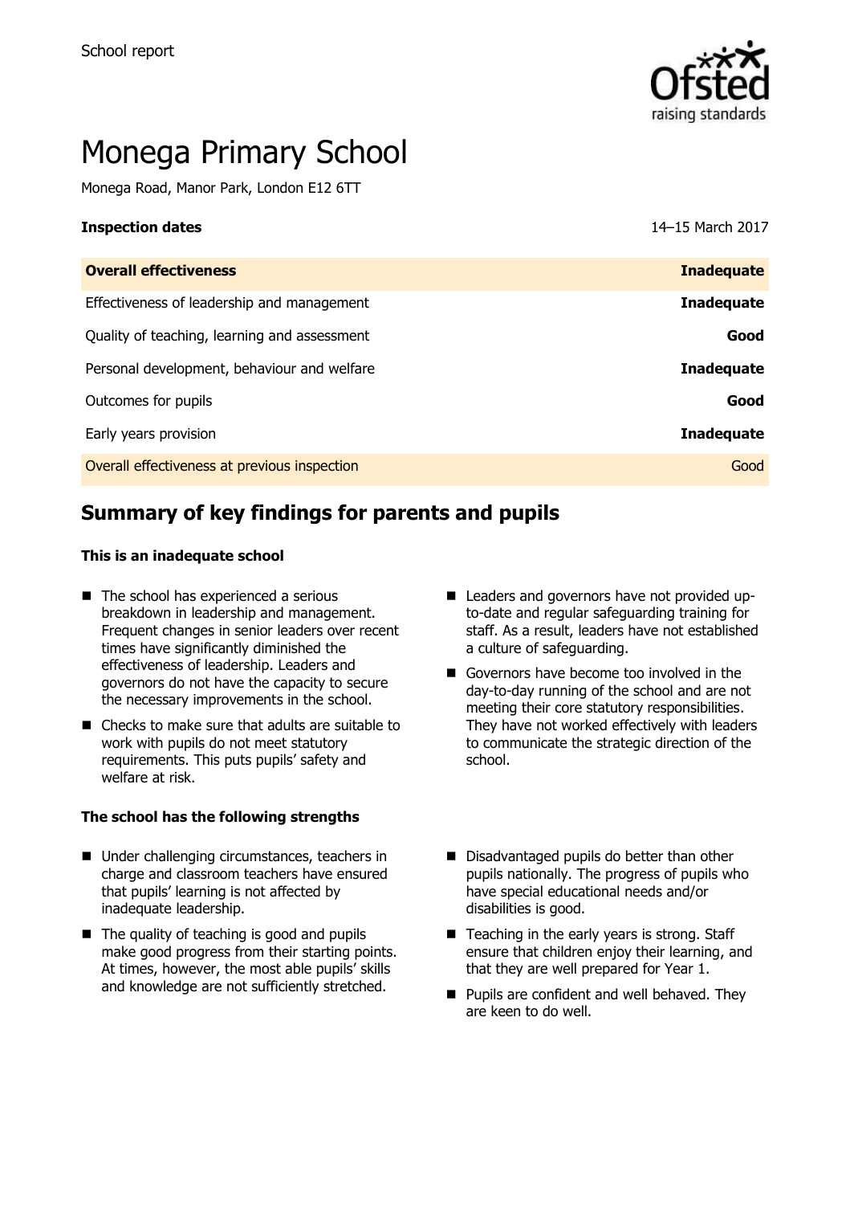School report

# Monega Primary School

Monega Road, Manor Park, London E12 6TT

| **Inspection dates** | 14–15 March 2017 |
| --- | --- |
| **Overall effectiveness** | **Inadequate** |
| Effectiveness of leadership and management | **Inadequate** |
| Quality of teaching, learning and assessment | **Good** |
| Personal development, behaviour and welfare | **Inadequate** |
| Outcomes for pupils | **Good** |
| Early years provision | **Inadequate** |
| Overall effectiveness at previous inspection | Good |

## Summary of key findings for parents and pupils

### This is an inadequate school

- The school has experienced a serious breakdown in leadership and management. Frequent changes in senior leaders over recent times have significantly diminished the effectiveness of leadership. Leaders and governors do not have the capacity to secure the necessary improvements in the school.
- Checks to make sure that adults are suitable to work with pupils do not meet statutory requirements. This puts pupils' safety and welfare at risk.
- Leaders and governors have not provided up-to-date and regular safeguarding training for staff. As a result, leaders have not established a culture of safeguarding.
- Governors have become too involved in the day-to-day running of the school and are not meeting their core statutory responsibilities. They have not worked effectively with leaders to communicate the strategic direction of the school.

### The school has the following strengths

- Under challenging circumstances, teachers in charge and classroom teachers have ensured that pupils' learning is not affected by inadequate leadership.
- The quality of teaching is good and pupils make good progress from their starting points. At times, however, the most able pupils' skills and knowledge are not sufficiently stretched.
- Disadvantaged pupils do better than other pupils nationally. The progress of pupils who have special educational needs and/or disabilities is good.
- Teaching in the early years is strong. Staff ensure that children enjoy their learning, and that they are well prepared for Year 1.
- Pupils are confident and well behaved. They are keen to do well.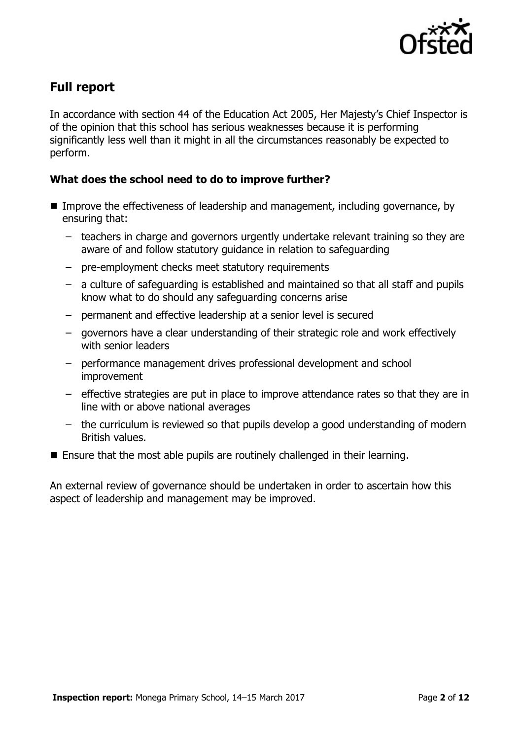## Full report

In accordance with section 44 of the Education Act 2005, Her Majesty's Chief Inspector is of the opinion that this school has serious weaknesses because it is performing significantly less well than it might in all the circumstances reasonably be expected to perform.

### What does the school need to do to improve further?

- Improve the effectiveness of leadership and management, including governance, by ensuring that:
  - teachers in charge and governors urgently undertake relevant training so they are aware of and follow statutory guidance in relation to safeguarding
  - pre-employment checks meet statutory requirements
  - a culture of safeguarding is established and maintained so that all staff and pupils know what to do should any safeguarding concerns arise
  - permanent and effective leadership at a senior level is secured
  - governors have a clear understanding of their strategic role and work effectively with senior leaders
  - performance management drives professional development and school improvement
  - effective strategies are put in place to improve attendance rates so that they are in line with or above national averages
  - the curriculum is reviewed so that pupils develop a good understanding of modern British values.
- Ensure that the most able pupils are routinely challenged in their learning.

An external review of governance should be undertaken in order to ascertain how this aspect of leadership and management may be improved.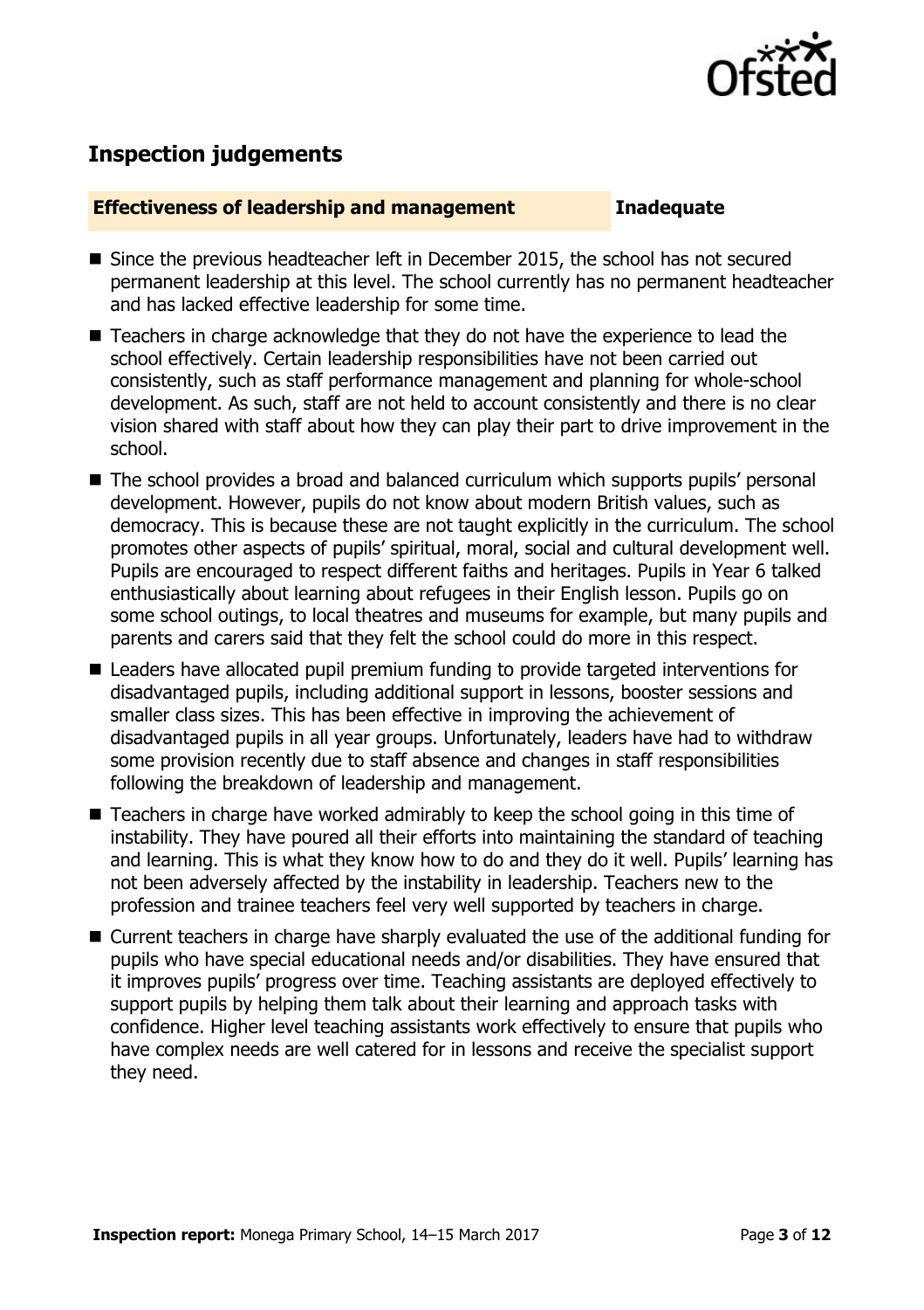## Inspection judgements

| **Effectiveness of leadership and management** | **Inadequate** |
| --- | --- |

- Since the previous headteacher left in December 2015, the school has not secured permanent leadership at this level. The school currently has no permanent headteacher and has lacked effective leadership for some time.
- Teachers in charge acknowledge that they do not have the experience to lead the school effectively. Certain leadership responsibilities have not been carried out consistently, such as staff performance management and planning for whole-school development. As such, staff are not held to account consistently and there is no clear vision shared with staff about how they can play their part to drive improvement in the school.
- The school provides a broad and balanced curriculum which supports pupils' personal development. However, pupils do not know about modern British values, such as democracy. This is because these are not taught explicitly in the curriculum. The school promotes other aspects of pupils' spiritual, moral, social and cultural development well. Pupils are encouraged to respect different faiths and heritages. Pupils in Year 6 talked enthusiastically about learning about refugees in their English lesson. Pupils go on some school outings, to local theatres and museums for example, but many pupils and parents and carers said that they felt the school could do more in this respect.
- Leaders have allocated pupil premium funding to provide targeted interventions for disadvantaged pupils, including additional support in lessons, booster sessions and smaller class sizes. This has been effective in improving the achievement of disadvantaged pupils in all year groups. Unfortunately, leaders have had to withdraw some provision recently due to staff absence and changes in staff responsibilities following the breakdown of leadership and management.
- Teachers in charge have worked admirably to keep the school going in this time of instability. They have poured all their efforts into maintaining the standard of teaching and learning. This is what they know how to do and they do it well. Pupils' learning has not been adversely affected by the instability in leadership. Teachers new to the profession and trainee teachers feel very well supported by teachers in charge.
- Current teachers in charge have sharply evaluated the use of the additional funding for pupils who have special educational needs and/or disabilities. They have ensured that it improves pupils' progress over time. Teaching assistants are deployed effectively to support pupils by helping them talk about their learning and approach tasks with confidence. Higher level teaching assistants work effectively to ensure that pupils who have complex needs are well catered for in lessons and receive the specialist support they need.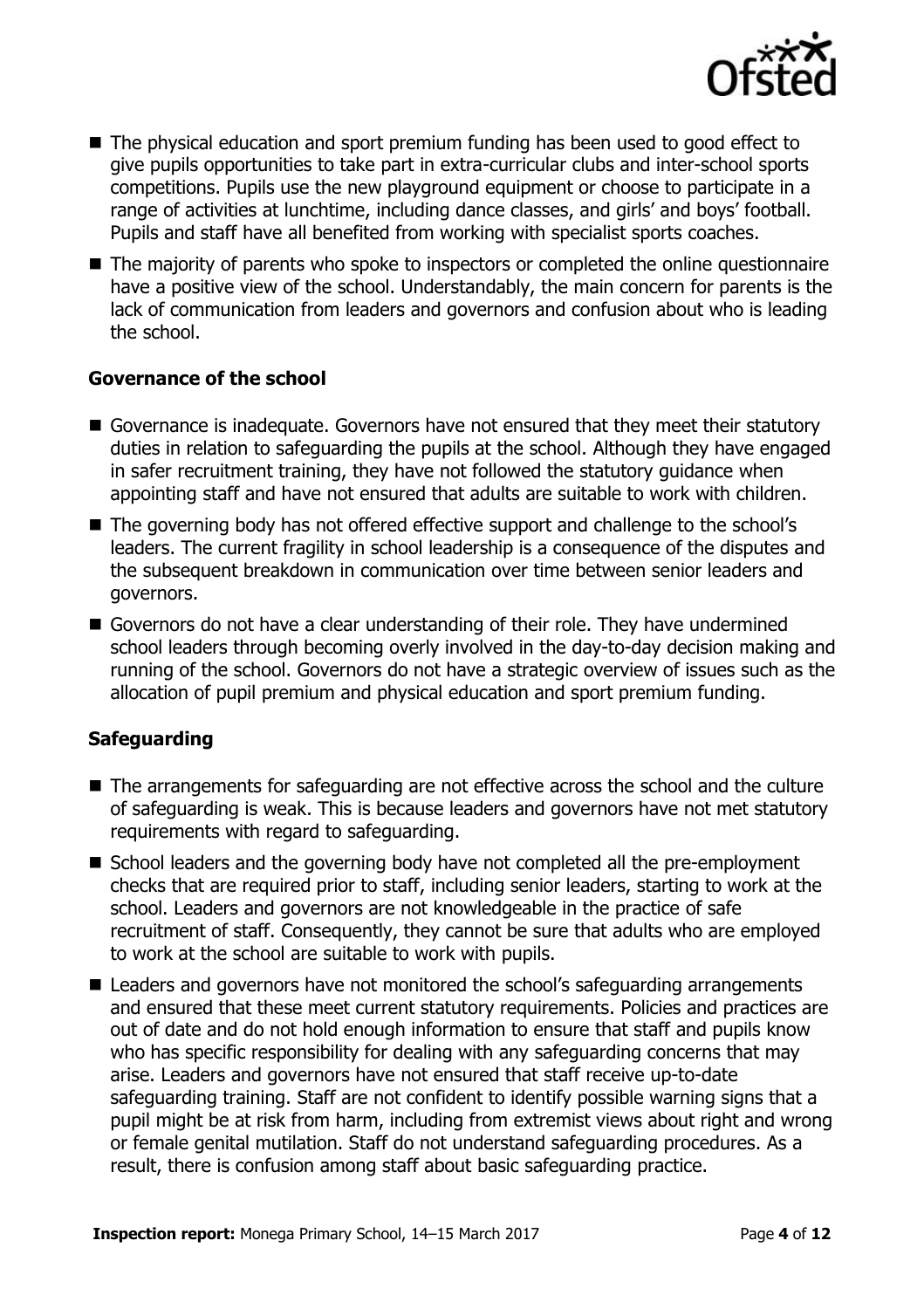- The physical education and sport premium funding has been used to good effect to give pupils opportunities to take part in extra-curricular clubs and inter-school sports competitions. Pupils use the new playground equipment or choose to participate in a range of activities at lunchtime, including dance classes, and girls' and boys' football. Pupils and staff have all benefited from working with specialist sports coaches.
- The majority of parents who spoke to inspectors or completed the online questionnaire have a positive view of the school. Understandably, the main concern for parents is the lack of communication from leaders and governors and confusion about who is leading the school.

### Governance of the school

- Governance is inadequate. Governors have not ensured that they meet their statutory duties in relation to safeguarding the pupils at the school. Although they have engaged in safer recruitment training, they have not followed the statutory guidance when appointing staff and have not ensured that adults are suitable to work with children.
- The governing body has not offered effective support and challenge to the school's leaders. The current fragility in school leadership is a consequence of the disputes and the subsequent breakdown in communication over time between senior leaders and governors.
- Governors do not have a clear understanding of their role. They have undermined school leaders through becoming overly involved in the day-to-day decision making and running of the school. Governors do not have a strategic overview of issues such as the allocation of pupil premium and physical education and sport premium funding.

### Safeguarding

- The arrangements for safeguarding are not effective across the school and the culture of safeguarding is weak. This is because leaders and governors have not met statutory requirements with regard to safeguarding.
- School leaders and the governing body have not completed all the pre-employment checks that are required prior to staff, including senior leaders, starting to work at the school. Leaders and governors are not knowledgeable in the practice of safe recruitment of staff. Consequently, they cannot be sure that adults who are employed to work at the school are suitable to work with pupils.
- Leaders and governors have not monitored the school's safeguarding arrangements and ensured that these meet current statutory requirements. Policies and practices are out of date and do not hold enough information to ensure that staff and pupils know who has specific responsibility for dealing with any safeguarding concerns that may arise. Leaders and governors have not ensured that staff receive up-to-date safeguarding training. Staff are not confident to identify possible warning signs that a pupil might be at risk from harm, including from extremist views about right and wrong or female genital mutilation. Staff do not understand safeguarding procedures. As a result, there is confusion among staff about basic safeguarding practice.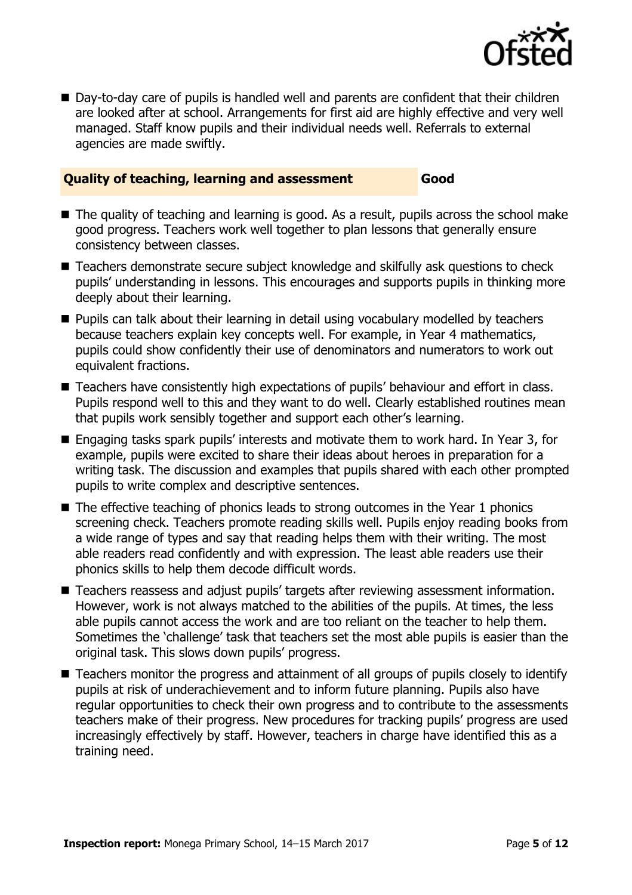- Day-to-day care of pupils is handled well and parents are confident that their children are looked after at school. Arrangements for first aid are highly effective and very well managed. Staff know pupils and their individual needs well. Referrals to external agencies are made swiftly.

### Quality of teaching, learning and assessment — Good

- The quality of teaching and learning is good. As a result, pupils across the school make good progress. Teachers work well together to plan lessons that generally ensure consistency between classes.
- Teachers demonstrate secure subject knowledge and skilfully ask questions to check pupils' understanding in lessons. This encourages and supports pupils in thinking more deeply about their learning.
- Pupils can talk about their learning in detail using vocabulary modelled by teachers because teachers explain key concepts well. For example, in Year 4 mathematics, pupils could show confidently their use of denominators and numerators to work out equivalent fractions.
- Teachers have consistently high expectations of pupils' behaviour and effort in class. Pupils respond well to this and they want to do well. Clearly established routines mean that pupils work sensibly together and support each other's learning.
- Engaging tasks spark pupils' interests and motivate them to work hard. In Year 3, for example, pupils were excited to share their ideas about heroes in preparation for a writing task. The discussion and examples that pupils shared with each other prompted pupils to write complex and descriptive sentences.
- The effective teaching of phonics leads to strong outcomes in the Year 1 phonics screening check. Teachers promote reading skills well. Pupils enjoy reading books from a wide range of types and say that reading helps them with their writing. The most able readers read confidently and with expression. The least able readers use their phonics skills to help them decode difficult words.
- Teachers reassess and adjust pupils' targets after reviewing assessment information. However, work is not always matched to the abilities of the pupils. At times, the less able pupils cannot access the work and are too reliant on the teacher to help them. Sometimes the 'challenge' task that teachers set the most able pupils is easier than the original task. This slows down pupils' progress.
- Teachers monitor the progress and attainment of all groups of pupils closely to identify pupils at risk of underachievement and to inform future planning. Pupils also have regular opportunities to check their own progress and to contribute to the assessments teachers make of their progress. New procedures for tracking pupils' progress are used increasingly effectively by staff. However, teachers in charge have identified this as a training need.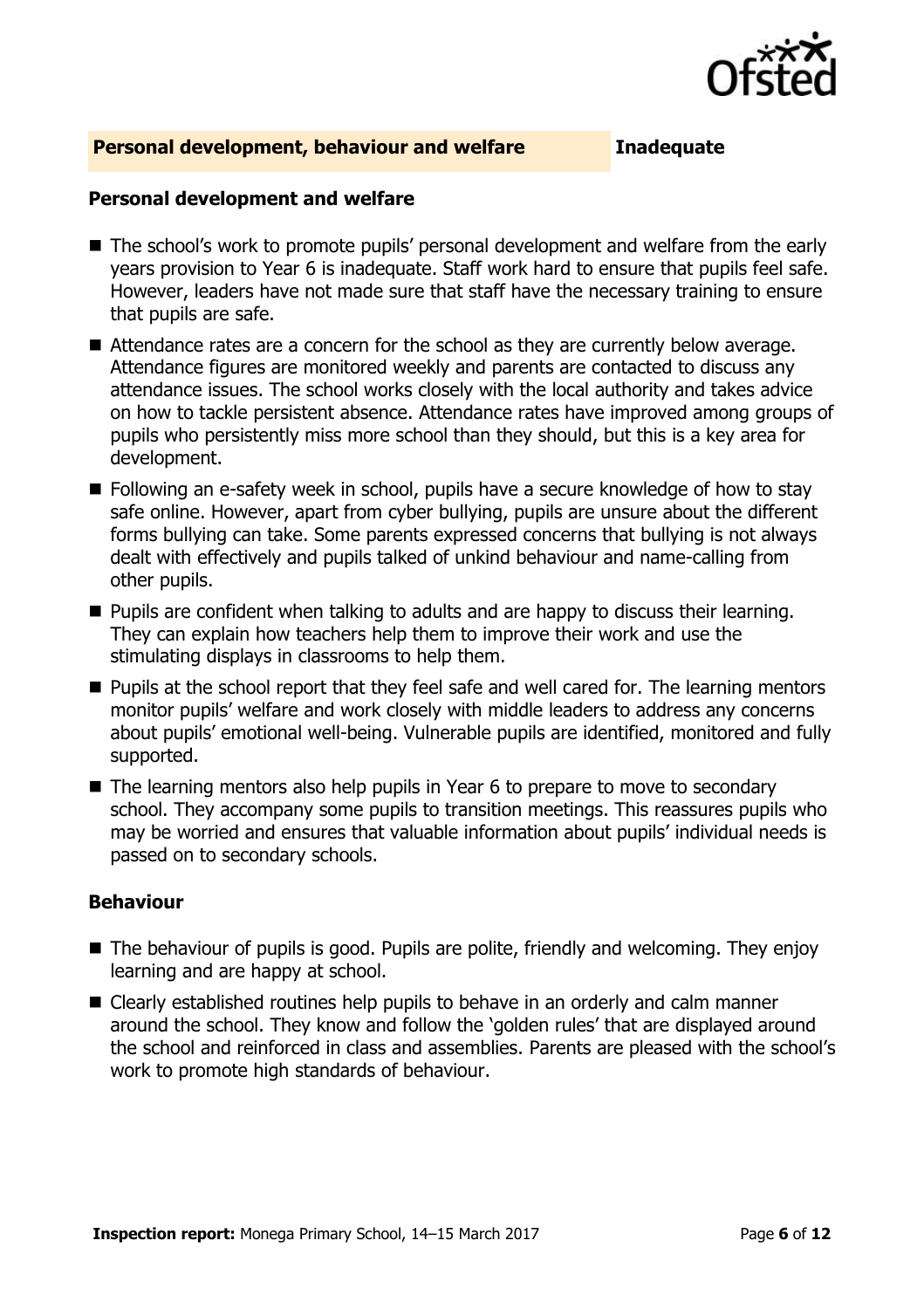## Personal development, behaviour and welfare — Inadequate

### Personal development and welfare

- The school's work to promote pupils' personal development and welfare from the early years provision to Year 6 is inadequate. Staff work hard to ensure that pupils feel safe. However, leaders have not made sure that staff have the necessary training to ensure that pupils are safe.
- Attendance rates are a concern for the school as they are currently below average. Attendance figures are monitored weekly and parents are contacted to discuss any attendance issues. The school works closely with the local authority and takes advice on how to tackle persistent absence. Attendance rates have improved among groups of pupils who persistently miss more school than they should, but this is a key area for development.
- Following an e-safety week in school, pupils have a secure knowledge of how to stay safe online. However, apart from cyber bullying, pupils are unsure about the different forms bullying can take. Some parents expressed concerns that bullying is not always dealt with effectively and pupils talked of unkind behaviour and name-calling from other pupils.
- Pupils are confident when talking to adults and are happy to discuss their learning. They can explain how teachers help them to improve their work and use the stimulating displays in classrooms to help them.
- Pupils at the school report that they feel safe and well cared for. The learning mentors monitor pupils' welfare and work closely with middle leaders to address any concerns about pupils' emotional well-being. Vulnerable pupils are identified, monitored and fully supported.
- The learning mentors also help pupils in Year 6 to prepare to move to secondary school. They accompany some pupils to transition meetings. This reassures pupils who may be worried and ensures that valuable information about pupils' individual needs is passed on to secondary schools.

### Behaviour

- The behaviour of pupils is good. Pupils are polite, friendly and welcoming. They enjoy learning and are happy at school.
- Clearly established routines help pupils to behave in an orderly and calm manner around the school. They know and follow the 'golden rules' that are displayed around the school and reinforced in class and assemblies. Parents are pleased with the school's work to promote high standards of behaviour.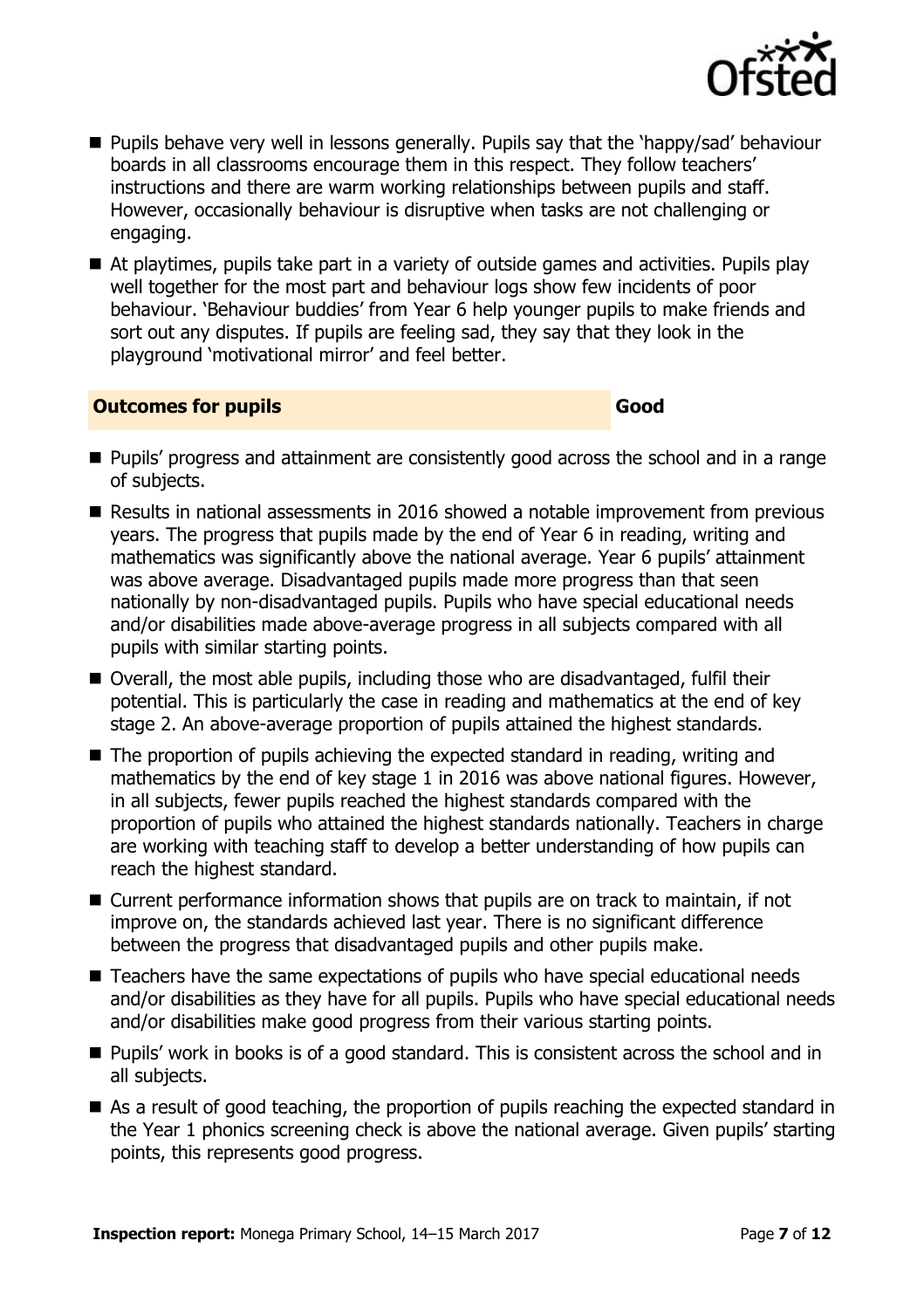- Pupils behave very well in lessons generally. Pupils say that the 'happy/sad' behaviour boards in all classrooms encourage them in this respect. They follow teachers' instructions and there are warm working relationships between pupils and staff. However, occasionally behaviour is disruptive when tasks are not challenging or engaging.
- At playtimes, pupils take part in a variety of outside games and activities. Pupils play well together for the most part and behaviour logs show few incidents of poor behaviour. 'Behaviour buddies' from Year 6 help younger pupils to make friends and sort out any disputes. If pupils are feeling sad, they say that they look in the playground 'motivational mirror' and feel better.

| **Outcomes for pupils** | **Good** |
|---|---|

- Pupils' progress and attainment are consistently good across the school and in a range of subjects.
- Results in national assessments in 2016 showed a notable improvement from previous years. The progress that pupils made by the end of Year 6 in reading, writing and mathematics was significantly above the national average. Year 6 pupils' attainment was above average. Disadvantaged pupils made more progress than that seen nationally by non-disadvantaged pupils. Pupils who have special educational needs and/or disabilities made above-average progress in all subjects compared with all pupils with similar starting points.
- Overall, the most able pupils, including those who are disadvantaged, fulfil their potential. This is particularly the case in reading and mathematics at the end of key stage 2. An above-average proportion of pupils attained the highest standards.
- The proportion of pupils achieving the expected standard in reading, writing and mathematics by the end of key stage 1 in 2016 was above national figures. However, in all subjects, fewer pupils reached the highest standards compared with the proportion of pupils who attained the highest standards nationally. Teachers in charge are working with teaching staff to develop a better understanding of how pupils can reach the highest standard.
- Current performance information shows that pupils are on track to maintain, if not improve on, the standards achieved last year. There is no significant difference between the progress that disadvantaged pupils and other pupils make.
- Teachers have the same expectations of pupils who have special educational needs and/or disabilities as they have for all pupils. Pupils who have special educational needs and/or disabilities make good progress from their various starting points.
- Pupils' work in books is of a good standard. This is consistent across the school and in all subjects.
- As a result of good teaching, the proportion of pupils reaching the expected standard in the Year 1 phonics screening check is above the national average. Given pupils' starting points, this represents good progress.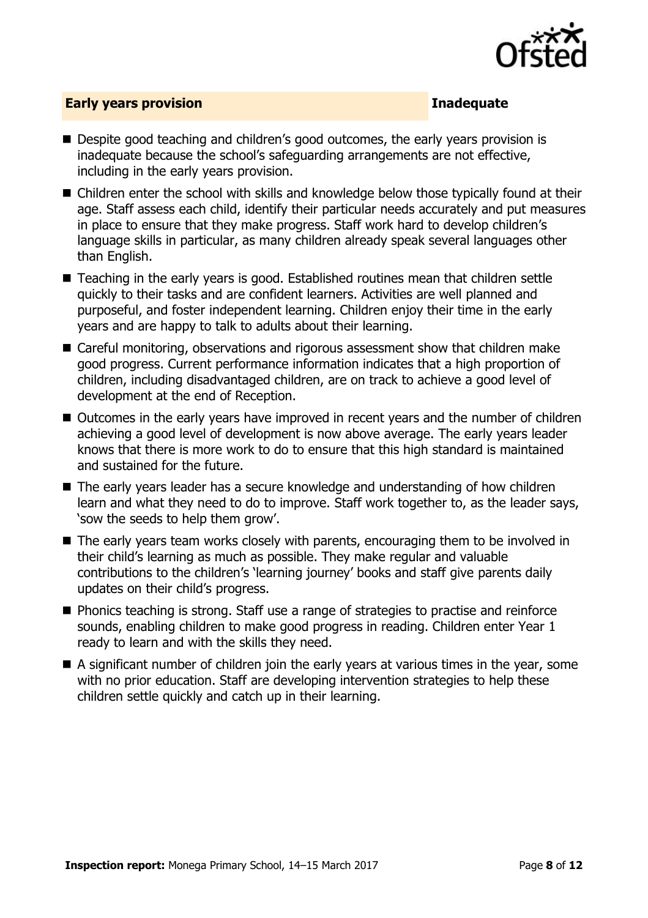## Early years provision — Inadequate

- Despite good teaching and children's good outcomes, the early years provision is inadequate because the school's safeguarding arrangements are not effective, including in the early years provision.
- Children enter the school with skills and knowledge below those typically found at their age. Staff assess each child, identify their particular needs accurately and put measures in place to ensure that they make progress. Staff work hard to develop children's language skills in particular, as many children already speak several languages other than English.
- Teaching in the early years is good. Established routines mean that children settle quickly to their tasks and are confident learners. Activities are well planned and purposeful, and foster independent learning. Children enjoy their time in the early years and are happy to talk to adults about their learning.
- Careful monitoring, observations and rigorous assessment show that children make good progress. Current performance information indicates that a high proportion of children, including disadvantaged children, are on track to achieve a good level of development at the end of Reception.
- Outcomes in the early years have improved in recent years and the number of children achieving a good level of development is now above average. The early years leader knows that there is more work to do to ensure that this high standard is maintained and sustained for the future.
- The early years leader has a secure knowledge and understanding of how children learn and what they need to do to improve. Staff work together to, as the leader says, 'sow the seeds to help them grow'.
- The early years team works closely with parents, encouraging them to be involved in their child's learning as much as possible. They make regular and valuable contributions to the children's 'learning journey' books and staff give parents daily updates on their child's progress.
- Phonics teaching is strong. Staff use a range of strategies to practise and reinforce sounds, enabling children to make good progress in reading. Children enter Year 1 ready to learn and with the skills they need.
- A significant number of children join the early years at various times in the year, some with no prior education. Staff are developing intervention strategies to help these children settle quickly and catch up in their learning.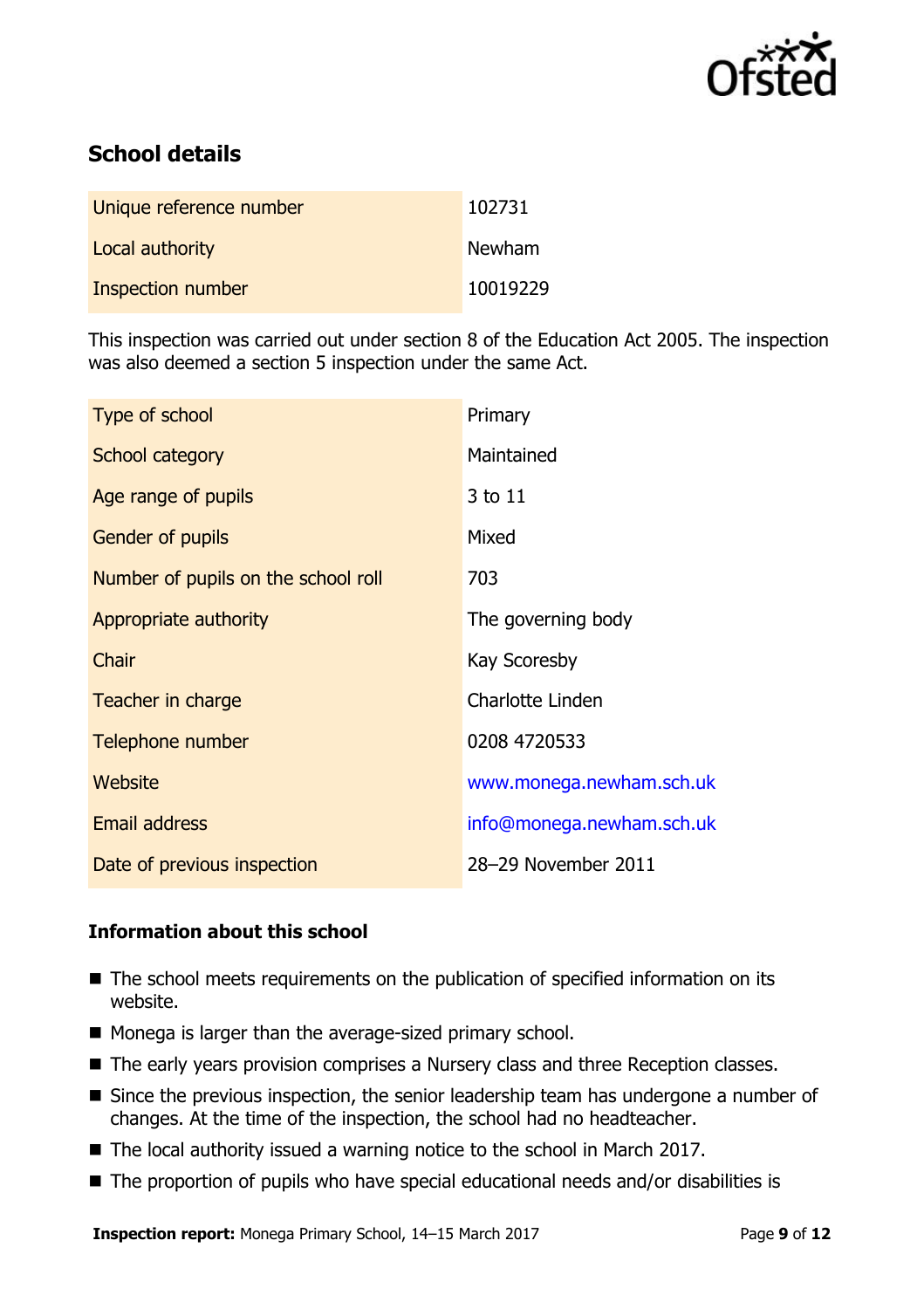## School details

| | |
|---|---|
| Unique reference number | 102731 |
| Local authority | Newham |
| Inspection number | 10019229 |

This inspection was carried out under section 8 of the Education Act 2005. The inspection was also deemed a section 5 inspection under the same Act.

| | |
|---|---|
| Type of school | Primary |
| School category | Maintained |
| Age range of pupils | 3 to 11 |
| Gender of pupils | Mixed |
| Number of pupils on the school roll | 703 |
| Appropriate authority | The governing body |
| Chair | Kay Scoresby |
| Teacher in charge | Charlotte Linden |
| Telephone number | 0208 4720533 |
| Website | www.monega.newham.sch.uk |
| Email address | info@monega.newham.sch.uk |
| Date of previous inspection | 28–29 November 2011 |

### Information about this school

- The school meets requirements on the publication of specified information on its website.
- Monega is larger than the average-sized primary school.
- The early years provision comprises a Nursery class and three Reception classes.
- Since the previous inspection, the senior leadership team has undergone a number of changes. At the time of the inspection, the school had no headteacher.
- The local authority issued a warning notice to the school in March 2017.
- The proportion of pupils who have special educational needs and/or disabilities is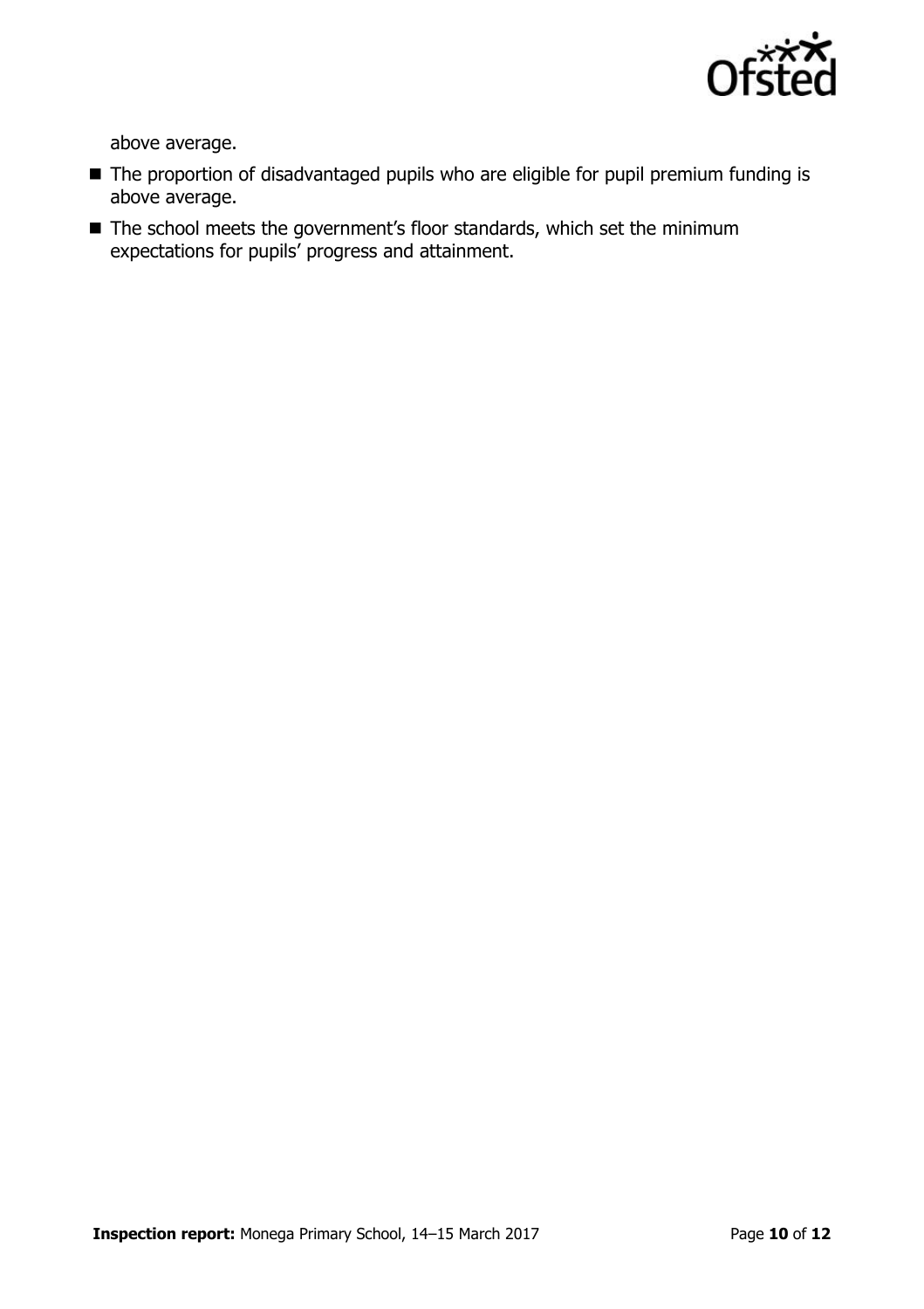above average.

- The proportion of disadvantaged pupils who are eligible for pupil premium funding is above average.
- The school meets the government's floor standards, which set the minimum expectations for pupils' progress and attainment.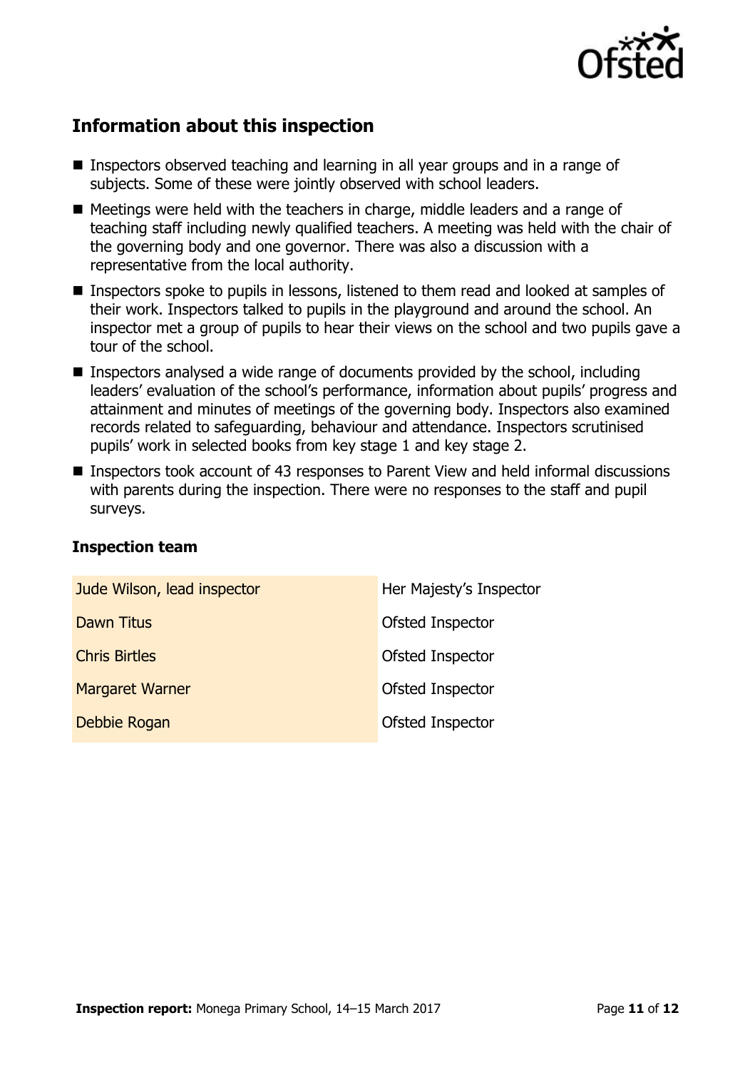## Information about this inspection

- Inspectors observed teaching and learning in all year groups and in a range of subjects. Some of these were jointly observed with school leaders.
- Meetings were held with the teachers in charge, middle leaders and a range of teaching staff including newly qualified teachers. A meeting was held with the chair of the governing body and one governor. There was also a discussion with a representative from the local authority.
- Inspectors spoke to pupils in lessons, listened to them read and looked at samples of their work. Inspectors talked to pupils in the playground and around the school. An inspector met a group of pupils to hear their views on the school and two pupils gave a tour of the school.
- Inspectors analysed a wide range of documents provided by the school, including leaders' evaluation of the school's performance, information about pupils' progress and attainment and minutes of meetings of the governing body. Inspectors also examined records related to safeguarding, behaviour and attendance. Inspectors scrutinised pupils' work in selected books from key stage 1 and key stage 2.
- Inspectors took account of 43 responses to Parent View and held informal discussions with parents during the inspection. There were no responses to the staff and pupil surveys.

### Inspection team

| | |
|---|---|
| Jude Wilson, lead inspector | Her Majesty's Inspector |
| Dawn Titus | Ofsted Inspector |
| Chris Birtles | Ofsted Inspector |
| Margaret Warner | Ofsted Inspector |
| Debbie Rogan | Ofsted Inspector |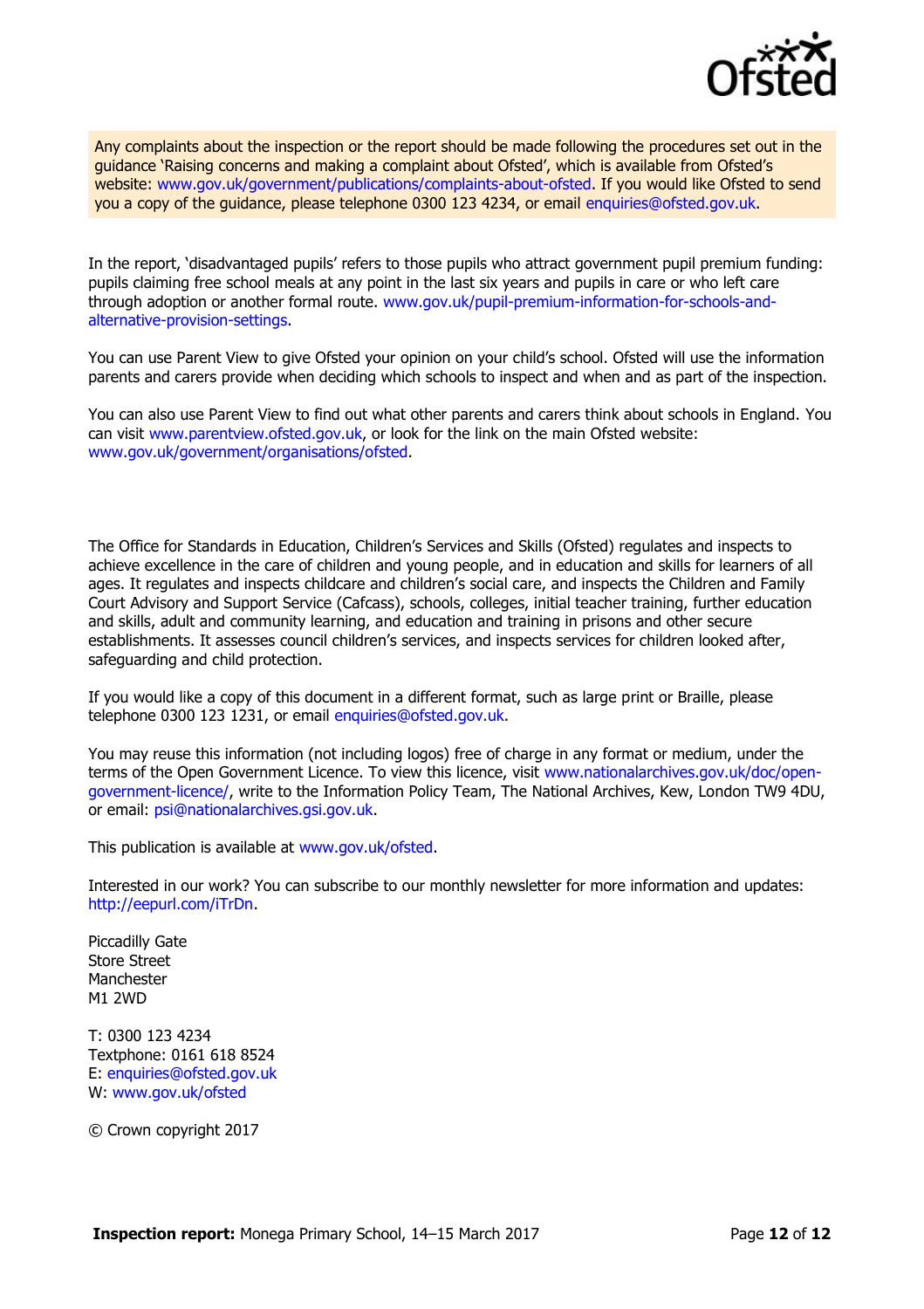Any complaints about the inspection or the report should be made following the procedures set out in the guidance 'Raising concerns and making a complaint about Ofsted', which is available from Ofsted's website: www.gov.uk/government/publications/complaints-about-ofsted. If you would like Ofsted to send you a copy of the guidance, please telephone 0300 123 4234, or email enquiries@ofsted.gov.uk.

In the report, 'disadvantaged pupils' refers to those pupils who attract government pupil premium funding: pupils claiming free school meals at any point in the last six years and pupils in care or who left care through adoption or another formal route. www.gov.uk/pupil-premium-information-for-schools-and-alternative-provision-settings.

You can use Parent View to give Ofsted your opinion on your child's school. Ofsted will use the information parents and carers provide when deciding which schools to inspect and when and as part of the inspection.

You can also use Parent View to find out what other parents and carers think about schools in England. You can visit www.parentview.ofsted.gov.uk, or look for the link on the main Ofsted website: www.gov.uk/government/organisations/ofsted.

The Office for Standards in Education, Children's Services and Skills (Ofsted) regulates and inspects to achieve excellence in the care of children and young people, and in education and skills for learners of all ages. It regulates and inspects childcare and children's social care, and inspects the Children and Family Court Advisory and Support Service (Cafcass), schools, colleges, initial teacher training, further education and skills, adult and community learning, and education and training in prisons and other secure establishments. It assesses council children's services, and inspects services for children looked after, safeguarding and child protection.

If you would like a copy of this document in a different format, such as large print or Braille, please telephone 0300 123 1231, or email enquiries@ofsted.gov.uk.

You may reuse this information (not including logos) free of charge in any format or medium, under the terms of the Open Government Licence. To view this licence, visit www.nationalarchives.gov.uk/doc/open-government-licence/, write to the Information Policy Team, The National Archives, Kew, London TW9 4DU, or email: psi@nationalarchives.gsi.gov.uk.

This publication is available at www.gov.uk/ofsted.

Interested in our work? You can subscribe to our monthly newsletter for more information and updates: http://eepurl.com/iTrDn.

Piccadilly Gate
Store Street
Manchester
M1 2WD

T: 0300 123 4234
Textphone: 0161 618 8524
E: enquiries@ofsted.gov.uk
W: www.gov.uk/ofsted

© Crown copyright 2017